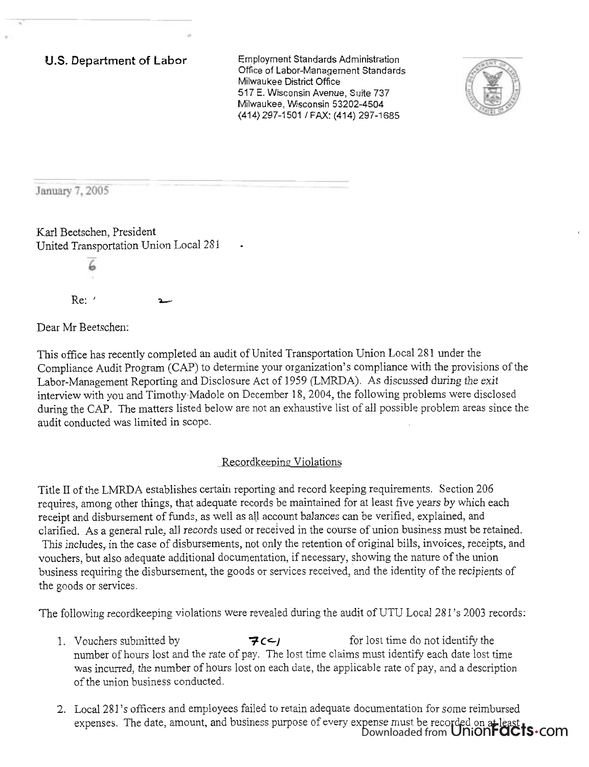**U.S. Department of Labor**

Employment Standards Administration
Office of Labor-Management Standards
Milwaukee District Office
517 E. Wisconsin Avenue, Suite 737
Milwaukee, Wisconsin 53202-4504
(414) 297-1501 / FAX: (414) 297-1685

January 7, 2005

Karl Beetschen, President
United Transportation Union Local 281

Re:

Dear Mr Beetschen:

This office has recently completed an audit of United Transportation Union Local 281 under the Compliance Audit Program (CAP) to determine your organization's compliance with the provisions of the Labor-Management Reporting and Disclosure Act of 1959 (LMRDA). As discussed during the exit interview with you and Timothy Madole on December 18, 2004, the following problems were disclosed during the CAP. The matters listed below are not an exhaustive list of all possible problem areas since the audit conducted was limited in scope.

## Recordkeeping Violations

Title II of the LMRDA establishes certain reporting and record keeping requirements. Section 206 requires, among other things, that adequate records be maintained for at least five years by which each receipt and disbursement of funds, as well as all account balances can be verified, explained, and clarified. As a general rule, all records used or received in the course of union business must be retained. This includes, in the case of disbursements, not only the retention of original bills, invoices, receipts, and vouchers, but also adequate additional documentation, if necessary, showing the nature of the union business requiring the disbursement, the goods or services received, and the identity of the recipients of the goods or services.

The following recordkeeping violations were revealed during the audit of UTU Local 281's 2003 records:

1. Vouchers submitted by 7(c) for lost time do not identify the number of hours lost and the rate of pay. The lost time claims must identify each date lost time was incurred, the number of hours lost on each date, the applicable rate of pay, and a description of the union business conducted.

2. Local 281's officers and employees failed to retain adequate documentation for some reimbursed expenses. The date, amount, and business purpose of every expense must be recorded on at least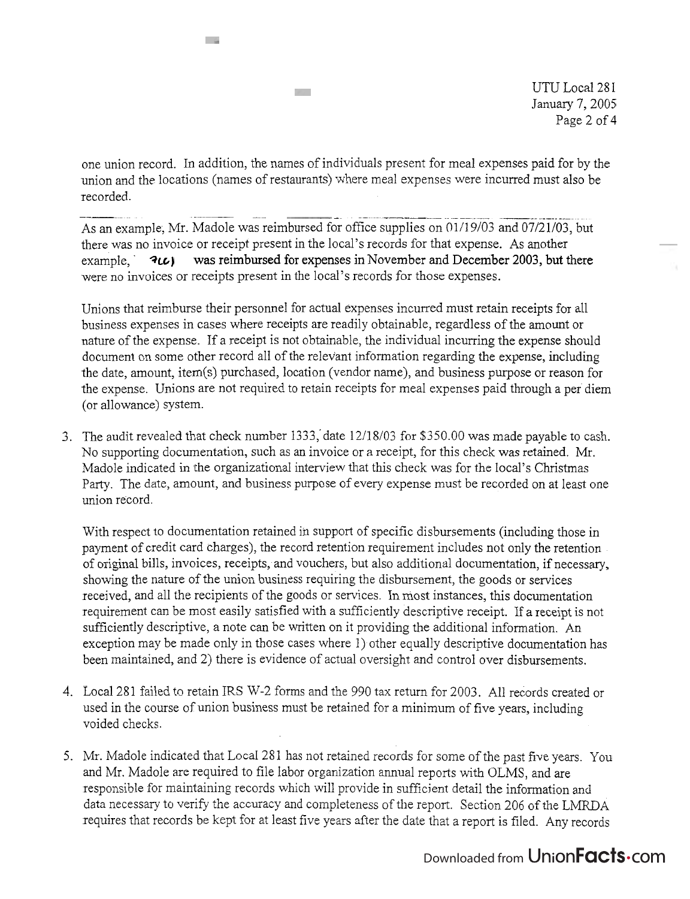one union record. In addition, the names of individuals present for meal expenses paid for by the union and the locations (names of restaurants) where meal expenses were incurred must also be recorded.

As an example, Mr. Madole was reimbursed for office supplies on 01/19/03 and 07/21/03, but there was no invoice or receipt present in the local's records for that expense. As another example, 7(c) was reimbursed for expenses in November and December 2003, but there were no invoices or receipts present in the local's records for those expenses.

Unions that reimburse their personnel for actual expenses incurred must retain receipts for all business expenses in cases where receipts are readily obtainable, regardless of the amount or nature of the expense. If a receipt is not obtainable, the individual incurring the expense should document on some other record all of the relevant information regarding the expense, including the date, amount, item(s) purchased, location (vendor name), and business purpose or reason for the expense. Unions are not required to retain receipts for meal expenses paid through a per diem (or allowance) system.

3. The audit revealed that check number 1333, date 12/18/03 for $350.00 was made payable to cash. No supporting documentation, such as an invoice or a receipt, for this check was retained. Mr. Madole indicated in the organizational interview that this check was for the local's Christmas Party. The date, amount, and business purpose of every expense must be recorded on at least one union record.

   With respect to documentation retained in support of specific disbursements (including those in payment of credit card charges), the record retention requirement includes not only the retention of original bills, invoices, receipts, and vouchers, but also additional documentation, if necessary, showing the nature of the union business requiring the disbursement, the goods or services received, and all the recipients of the goods or services. In most instances, this documentation requirement can be most easily satisfied with a sufficiently descriptive receipt. If a receipt is not sufficiently descriptive, a note can be written on it providing the additional information. An exception may be made only in those cases where 1) other equally descriptive documentation has been maintained, and 2) there is evidence of actual oversight and control over disbursements.

4. Local 281 failed to retain IRS W-2 forms and the 990 tax return for 2003. All records created or used in the course of union business must be retained for a minimum of five years, including voided checks.

5. Mr. Madole indicated that Local 281 has not retained records for some of the past five years. You and Mr. Madole are required to file labor organization annual reports with OLMS, and are responsible for maintaining records which will provide in sufficient detail the information and data necessary to verify the accuracy and completeness of the report. Section 206 of the LMRDA requires that records be kept for at least five years after the date that a report is filed. Any records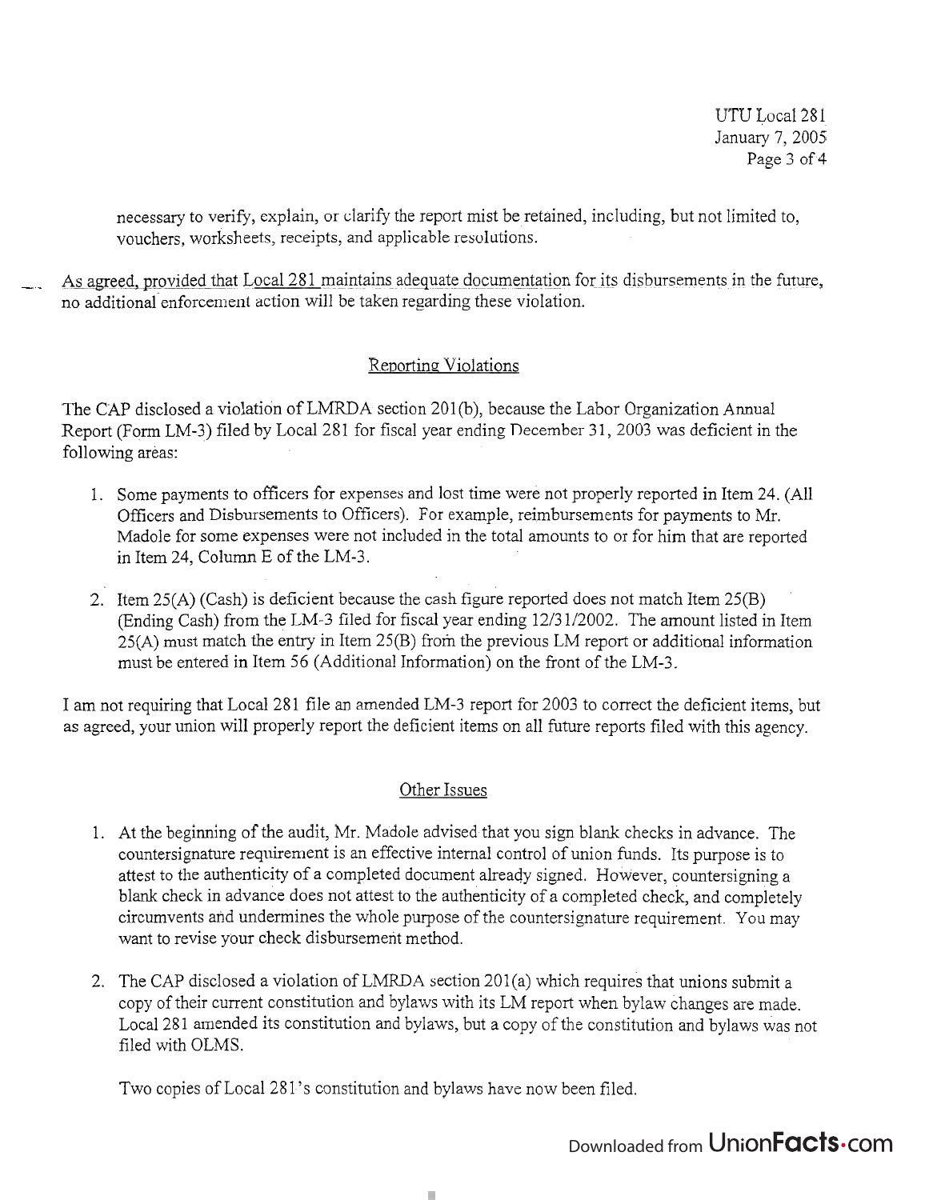necessary to verify, explain, or clarify the report mist be retained, including, but not limited to, vouchers, worksheets, receipts, and applicable resolutions.

As agreed, provided that Local 281 maintains adequate documentation for its disbursements in the future, no additional enforcement action will be taken regarding these violation.

## Reporting Violations

The CAP disclosed a violation of LMRDA section 201(b), because the Labor Organization Annual Report (Form LM-3) filed by Local 281 for fiscal year ending December 31, 2003 was deficient in the following areas:

1. Some payments to officers for expenses and lost time were not properly reported in Item 24. (All Officers and Disbursements to Officers). For example, reimbursements for payments to Mr. Madole for some expenses were not included in the total amounts to or for him that are reported in Item 24, Column E of the LM-3.
2. Item 25(A) (Cash) is deficient because the cash figure reported does not match Item 25(B) (Ending Cash) from the LM-3 filed for fiscal year ending 12/31/2002. The amount listed in Item 25(A) must match the entry in Item 25(B) from the previous LM report or additional information must be entered in Item 56 (Additional Information) on the front of the LM-3.

I am not requiring that Local 281 file an amended LM-3 report for 2003 to correct the deficient items, but as agreed, your union will properly report the deficient items on all future reports filed with this agency.

## Other Issues

1. At the beginning of the audit, Mr. Madole advised that you sign blank checks in advance. The countersignature requirement is an effective internal control of union funds. Its purpose is to attest to the authenticity of a completed document already signed. However, countersigning a blank check in advance does not attest to the authenticity of a completed check, and completely circumvents and undermines the whole purpose of the countersignature requirement. You may want to revise your check disbursement method.
2. The CAP disclosed a violation of LMRDA section 201(a) which requires that unions submit a copy of their current constitution and bylaws with its LM report when bylaw changes are made. Local 281 amended its constitution and bylaws, but a copy of the constitution and bylaws was not filed with OLMS.

   Two copies of Local 281's constitution and bylaws have now been filed.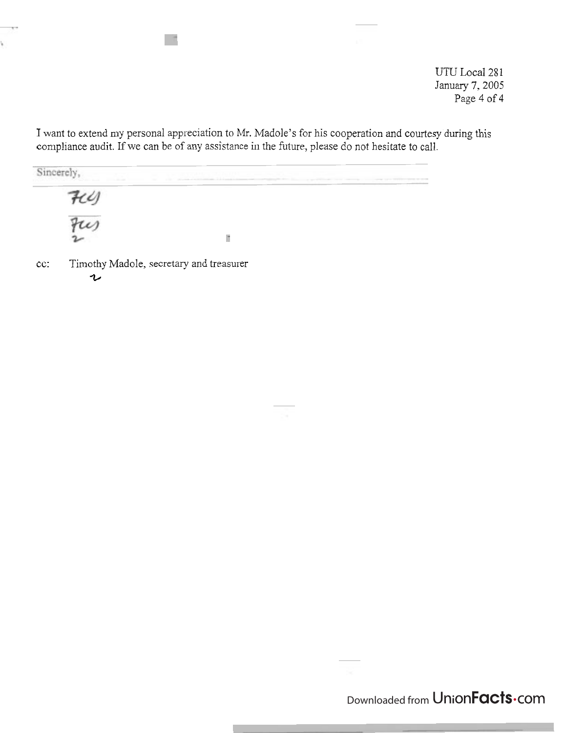I want to extend my personal appreciation to Mr. Madole's for his cooperation and courtesy during this compliance audit. If we can be of any assistance in the future, please do not hesitate to call.

Sincerely,

cc: Timothy Madole, secretary and treasurer